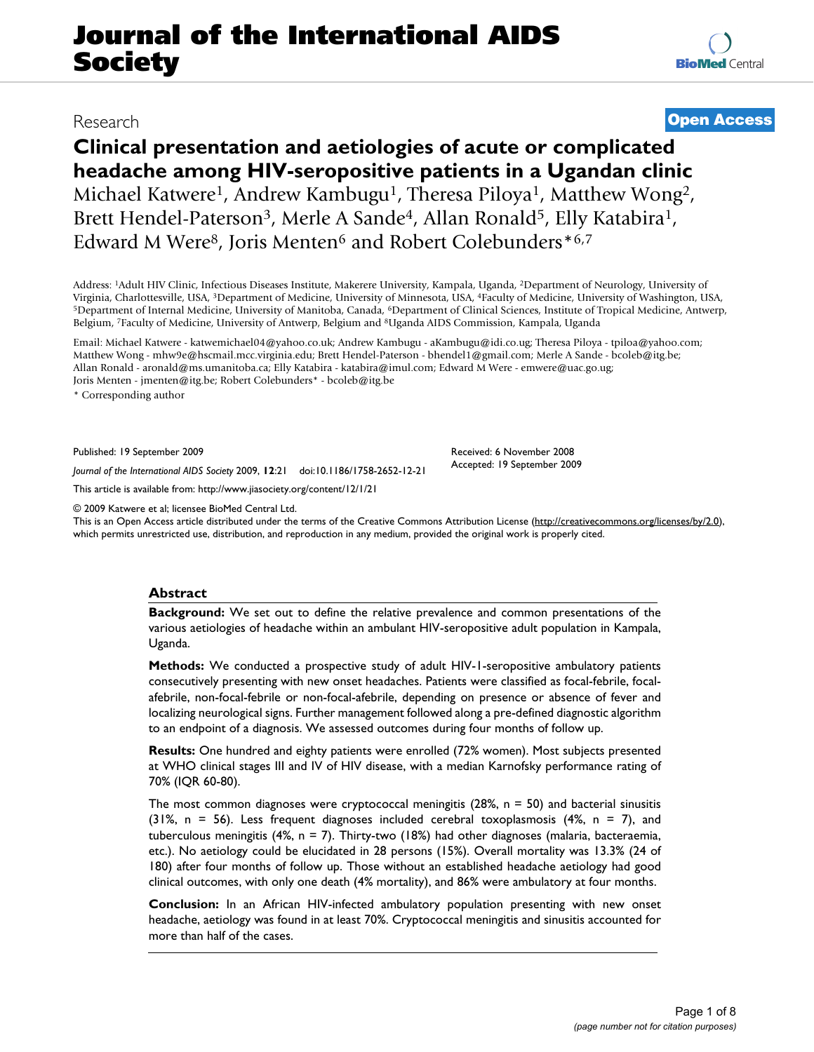# Journal of the International AIDS Society

Research

**Open Access**

# Clinical presentation and aetiologies of acute or complicated headache among HIV-seropositive patients in a Ugandan clinic

Michael Katwere[1], Andrew Kambugu[1], Theresa Piloya[1], Matthew Wong[2], Brett Hendel-Paterson[3], Merle A Sande[4], Allan Ronald[5], Elly Katabira[1], Edward M Were[8], Joris Menten[6] and Robert Colebunders*[6,7]

Address: [1]Adult HIV Clinic, Infectious Diseases Institute, Makerere University, Kampala, Uganda, [2]Department of Neurology, University of Virginia, Charlottesville, USA, [3]Department of Medicine, University of Minnesota, USA, [4]Faculty of Medicine, University of Washington, USA, [5]Department of Internal Medicine, University of Manitoba, Canada, [6]Department of Clinical Sciences, Institute of Tropical Medicine, Antwerp, Belgium, [7]Faculty of Medicine, University of Antwerp, Belgium and [8]Uganda AIDS Commission, Kampala, Uganda

Email: Michael Katwere - katwemichael04@yahoo.co.uk; Andrew Kambugu - aKambugu@idi.co.ug; Theresa Piloya - tpiloa@yahoo.com; Matthew Wong - mhw9e@hscmail.mcc.virginia.edu; Brett Hendel-Paterson - bhendel1@gmail.com; Merle A Sande - bcoleb@itg.be; Allan Ronald - aronald@ms.umanitoba.ca; Elly Katabira - katabira@imul.com; Edward M Were - emwere@uac.go.ug; Joris Menten - jmenten@itg.be; Robert Colebunders* - bcoleb@itg.be

\* Corresponding author

Published: 19 September 2009

*Journal of the International AIDS Society* 2009, **12**:21 doi:10.1186/1758-2652-12-21

Received: 6 November 2008

Accepted: 19 September 2009

This article is available from: http://www.jiasociety.org/content/12/1/21

© 2009 Katwere et al; licensee BioMed Central Ltd.

This is an Open Access article distributed under the terms of the Creative Commons Attribution License (http://creativecommons.org/licenses/by/2.0), which permits unrestricted use, distribution, and reproduction in any medium, provided the original work is properly cited.

## Abstract

**Background:** We set out to define the relative prevalence and common presentations of the various aetiologies of headache within an ambulant HIV-seropositive adult population in Kampala, Uganda.

**Methods:** We conducted a prospective study of adult HIV-1-seropositive ambulatory patients consecutively presenting with new onset headaches. Patients were classified as focal-febrile, focal-afebrile, non-focal-febrile or non-focal-afebrile, depending on presence or absence of fever and localizing neurological signs. Further management followed along a pre-defined diagnostic algorithm to an endpoint of a diagnosis. We assessed outcomes during four months of follow up.

**Results:** One hundred and eighty patients were enrolled (72% women). Most subjects presented at WHO clinical stages III and IV of HIV disease, with a median Karnofsky performance rating of 70% (IQR 60-80).

The most common diagnoses were cryptococcal meningitis (28%, n = 50) and bacterial sinusitis (31%, n = 56). Less frequent diagnoses included cerebral toxoplasmosis (4%, n = 7), and tuberculous meningitis (4%, n = 7). Thirty-two (18%) had other diagnoses (malaria, bacteraemia, etc.). No aetiology could be elucidated in 28 persons (15%). Overall mortality was 13.3% (24 of 180) after four months of follow up. Those without an established headache aetiology had good clinical outcomes, with only one death (4% mortality), and 86% were ambulatory at four months.

**Conclusion:** In an African HIV-infected ambulatory population presenting with new onset headache, aetiology was found in at least 70%. Cryptococcal meningitis and sinusitis accounted for more than half of the cases.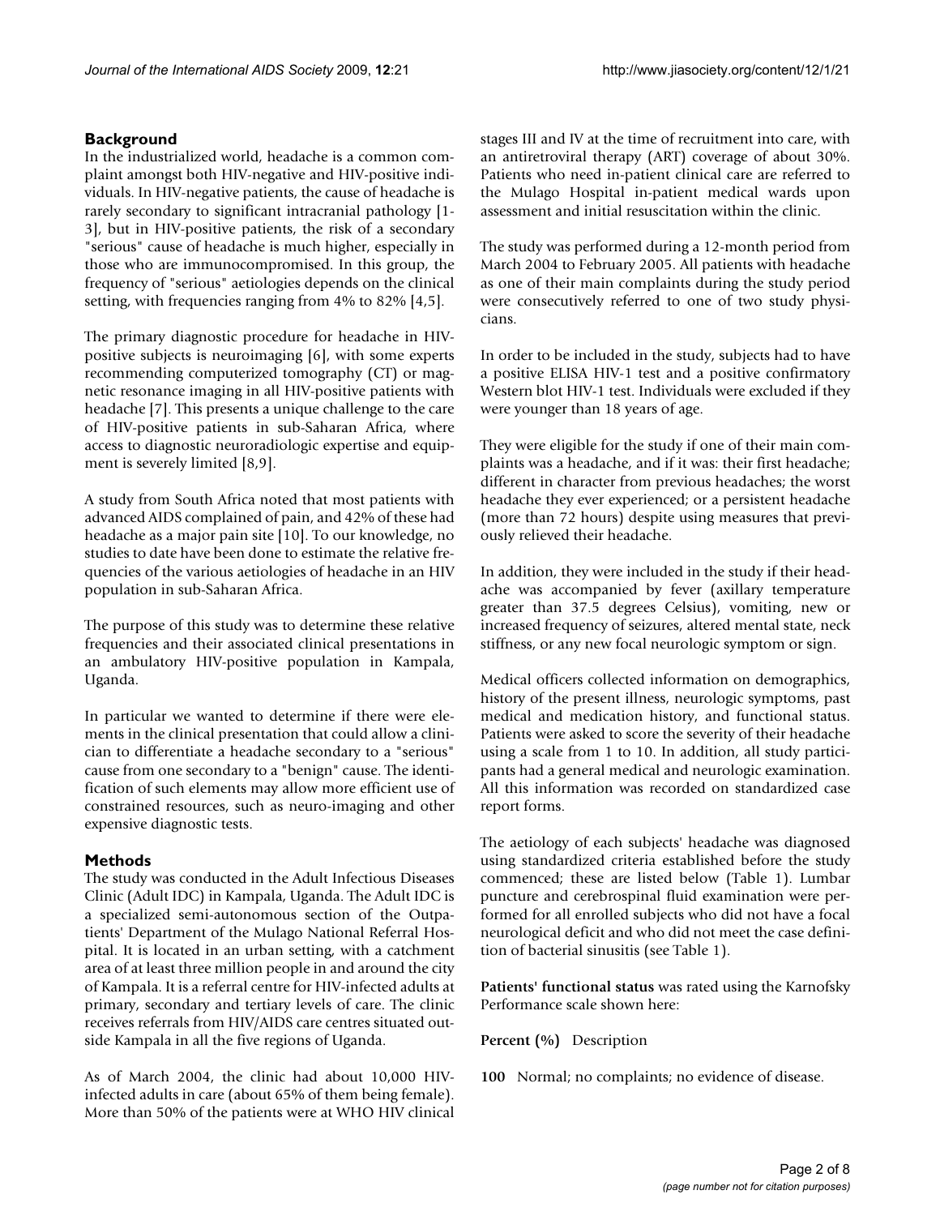## Background

In the industrialized world, headache is a common complaint amongst both HIV-negative and HIV-positive individuals. In HIV-negative patients, the cause of headache is rarely secondary to significant intracranial pathology [1-3], but in HIV-positive patients, the risk of a secondary "serious" cause of headache is much higher, especially in those who are immunocompromised. In this group, the frequency of "serious" aetiologies depends on the clinical setting, with frequencies ranging from 4% to 82% [4,5].

The primary diagnostic procedure for headache in HIV-positive subjects is neuroimaging [6], with some experts recommending computerized tomography (CT) or magnetic resonance imaging in all HIV-positive patients with headache [7]. This presents a unique challenge to the care of HIV-positive patients in sub-Saharan Africa, where access to diagnostic neuroradiologic expertise and equipment is severely limited [8,9].

A study from South Africa noted that most patients with advanced AIDS complained of pain, and 42% of these had headache as a major pain site [10]. To our knowledge, no studies to date have been done to estimate the relative frequencies of the various aetiologies of headache in an HIV population in sub-Saharan Africa.

The purpose of this study was to determine these relative frequencies and their associated clinical presentations in an ambulatory HIV-positive population in Kampala, Uganda.

In particular we wanted to determine if there were elements in the clinical presentation that could allow a clinician to differentiate a headache secondary to a "serious" cause from one secondary to a "benign" cause. The identification of such elements may allow more efficient use of constrained resources, such as neuro-imaging and other expensive diagnostic tests.

## Methods

The study was conducted in the Adult Infectious Diseases Clinic (Adult IDC) in Kampala, Uganda. The Adult IDC is a specialized semi-autonomous section of the Outpatients' Department of the Mulago National Referral Hospital. It is located in an urban setting, with a catchment area of at least three million people in and around the city of Kampala. It is a referral centre for HIV-infected adults at primary, secondary and tertiary levels of care. The clinic receives referrals from HIV/AIDS care centres situated outside Kampala in all the five regions of Uganda.

As of March 2004, the clinic had about 10,000 HIV-infected adults in care (about 65% of them being female). More than 50% of the patients were at WHO HIV clinical stages III and IV at the time of recruitment into care, with an antiretroviral therapy (ART) coverage of about 30%. Patients who need in-patient clinical care are referred to the Mulago Hospital in-patient medical wards upon assessment and initial resuscitation within the clinic.

The study was performed during a 12-month period from March 2004 to February 2005. All patients with headache as one of their main complaints during the study period were consecutively referred to one of two study physicians.

In order to be included in the study, subjects had to have a positive ELISA HIV-1 test and a positive confirmatory Western blot HIV-1 test. Individuals were excluded if they were younger than 18 years of age.

They were eligible for the study if one of their main complaints was a headache, and if it was: their first headache; different in character from previous headaches; the worst headache they ever experienced; or a persistent headache (more than 72 hours) despite using measures that previously relieved their headache.

In addition, they were included in the study if their headache was accompanied by fever (axillary temperature greater than 37.5 degrees Celsius), vomiting, new or increased frequency of seizures, altered mental state, neck stiffness, or any new focal neurologic symptom or sign.

Medical officers collected information on demographics, history of the present illness, neurologic symptoms, past medical and medication history, and functional status. Patients were asked to score the severity of their headache using a scale from 1 to 10. In addition, all study participants had a general medical and neurologic examination. All this information was recorded on standardized case report forms.

The aetiology of each subjects' headache was diagnosed using standardized criteria established before the study commenced; these are listed below (Table 1). Lumbar puncture and cerebrospinal fluid examination were performed for all enrolled subjects who did not have a focal neurological deficit and who did not meet the case definition of bacterial sinusitis (see Table 1).

**Patients' functional status** was rated using the Karnofsky Performance scale shown here:

**Percent (%)** Description

**100** Normal; no complaints; no evidence of disease.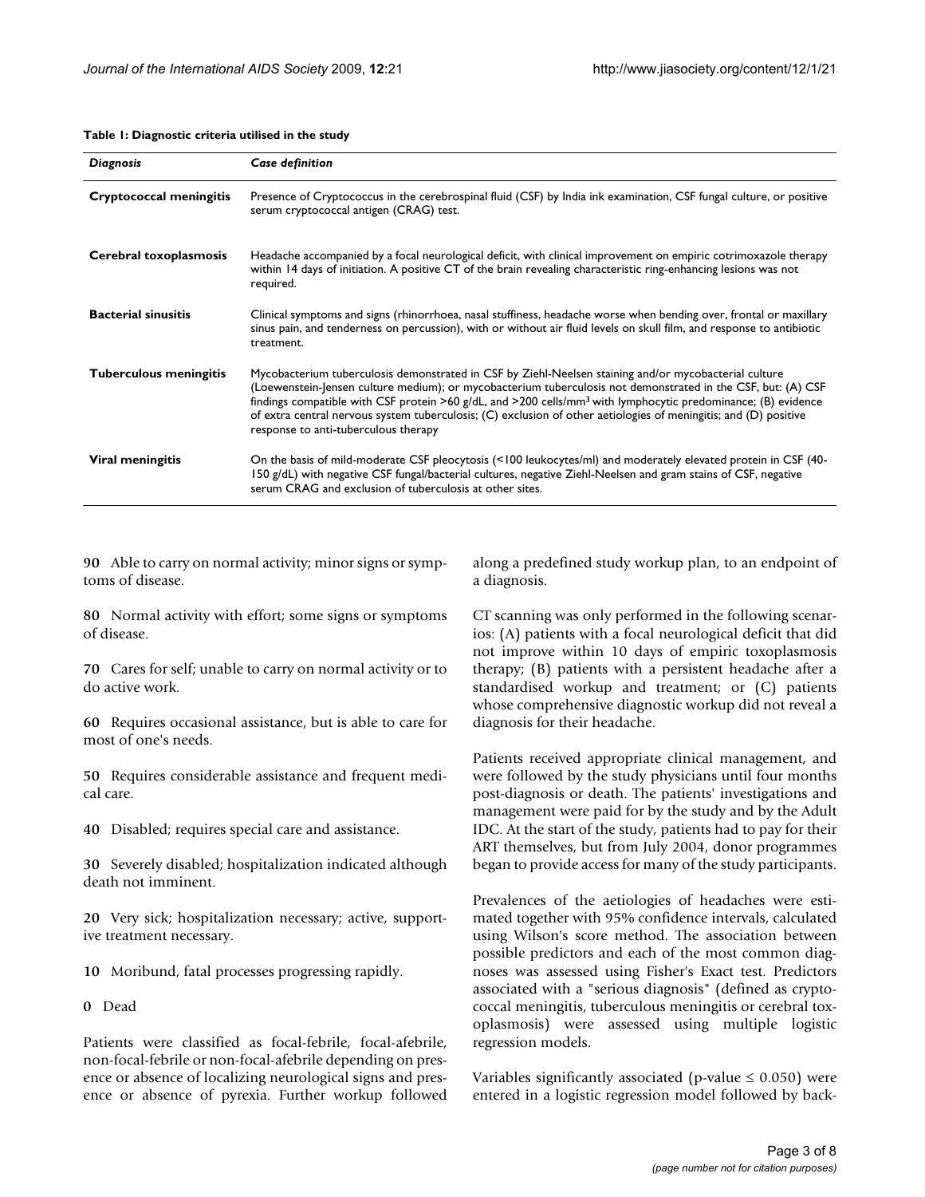**Table 1: Diagnostic criteria utilised in the study**

| *Diagnosis* | *Case definition* |
| --- | --- |
| **Cryptococcal meningitis** | Presence of Cryptococcus in the cerebrospinal fluid (CSF) by India ink examination, CSF fungal culture, or positive serum cryptococcal antigen (CRAG) test. |
| **Cerebral toxoplasmosis** | Headache accompanied by a focal neurological deficit, with clinical improvement on empiric cotrimoxazole therapy within 14 days of initiation. A positive CT of the brain revealing characteristic ring-enhancing lesions was not required. |
| **Bacterial sinusitis** | Clinical symptoms and signs (rhinorrhoea, nasal stuffiness, headache worse when bending over, frontal or maxillary sinus pain, and tenderness on percussion), with or without air fluid levels on skull film, and response to antibiotic treatment. |
| **Tuberculous meningitis** | Mycobacterium tuberculosis demonstrated in CSF by Ziehl-Neelsen staining and/or mycobacterial culture (Loewenstein-Jensen culture medium); or mycobacterium tuberculosis not demonstrated in the CSF, but: (A) CSF findings compatible with CSF protein >60 g/dL, and >200 cells/mm$^3$ with lymphocytic predominance; (B) evidence of extra central nervous system tuberculosis; (C) exclusion of other aetiologies of meningitis; and (D) positive response to anti-tuberculous therapy |
| **Viral meningitis** | On the basis of mild-moderate CSF pleocytosis (<100 leukocytes/ml) and moderately elevated protein in CSF (40-150 g/dL) with negative CSF fungal/bacterial cultures, negative Ziehl-Neelsen and gram stains of CSF, negative serum CRAG and exclusion of tuberculosis at other sites. |

**90** Able to carry on normal activity; minor signs or symptoms of disease.

**80** Normal activity with effort; some signs or symptoms of disease.

**70** Cares for self; unable to carry on normal activity or to do active work.

**60** Requires occasional assistance, but is able to care for most of one's needs.

**50** Requires considerable assistance and frequent medical care.

**40** Disabled; requires special care and assistance.

**30** Severely disabled; hospitalization indicated although death not imminent.

**20** Very sick; hospitalization necessary; active, supportive treatment necessary.

**10** Moribund, fatal processes progressing rapidly.

**0** Dead

Patients were classified as focal-febrile, focal-afebrile, non-focal-febrile or non-focal-afebrile depending on presence or absence of localizing neurological signs and presence or absence of pyrexia. Further workup followed along a predefined study workup plan, to an endpoint of a diagnosis.

CT scanning was only performed in the following scenarios: (A) patients with a focal neurological deficit that did not improve within 10 days of empiric toxoplasmosis therapy; (B) patients with a persistent headache after a standardised workup and treatment; or (C) patients whose comprehensive diagnostic workup did not reveal a diagnosis for their headache.

Patients received appropriate clinical management, and were followed by the study physicians until four months post-diagnosis or death. The patients' investigations and management were paid for by the study and by the Adult IDC. At the start of the study, patients had to pay for their ART themselves, but from July 2004, donor programmes began to provide access for many of the study participants.

Prevalences of the aetiologies of headaches were estimated together with 95% confidence intervals, calculated using Wilson's score method. The association between possible predictors and each of the most common diagnoses was assessed using Fisher's Exact test. Predictors associated with a "serious diagnosis" (defined as cryptococcal meningitis, tuberculous meningitis or cerebral toxoplasmosis) were assessed using multiple logistic regression models.

Variables significantly associated (p-value $\leq 0.050$) were entered in a logistic regression model followed by back-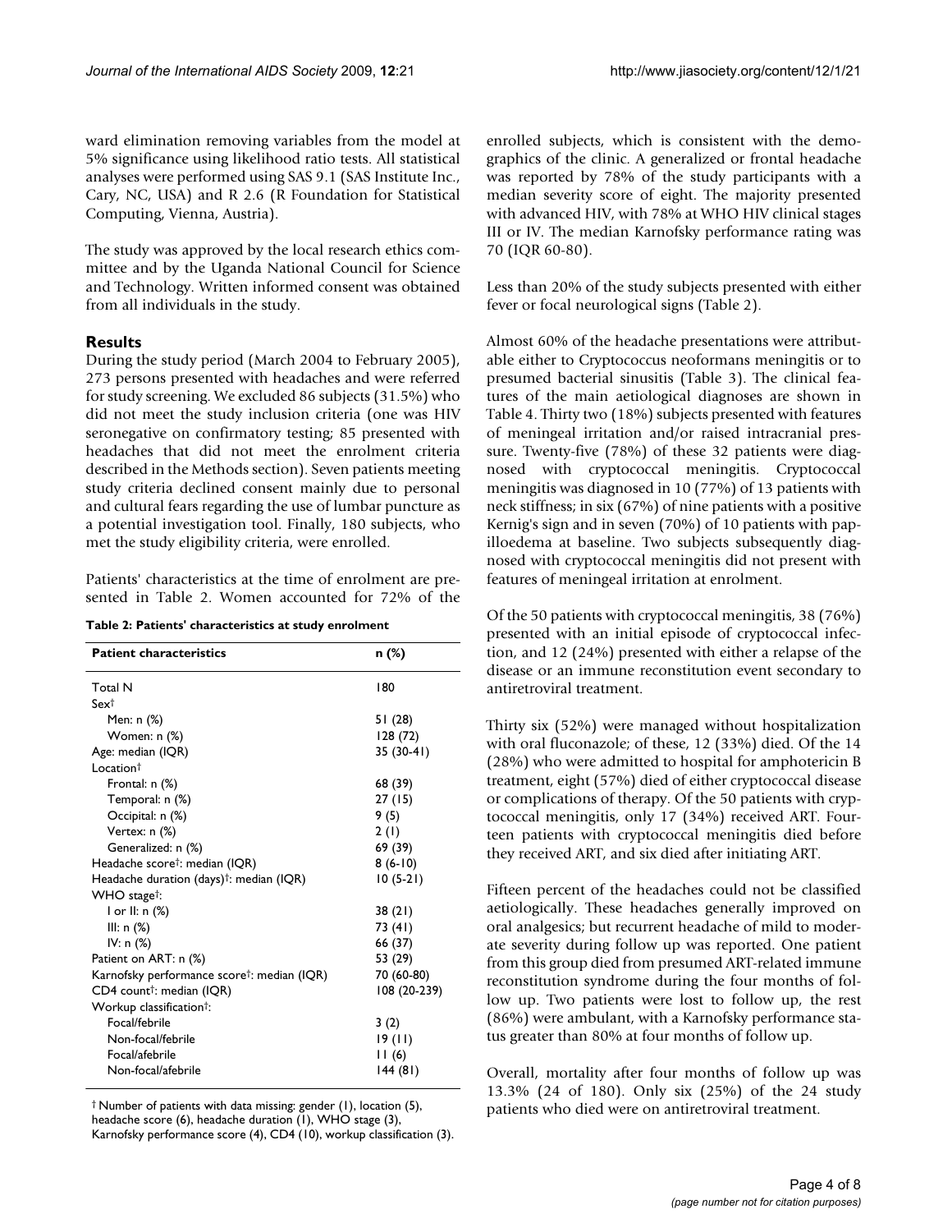ward elimination removing variables from the model at 5% significance using likelihood ratio tests. All statistical analyses were performed using SAS 9.1 (SAS Institute Inc., Cary, NC, USA) and R 2.6 (R Foundation for Statistical Computing, Vienna, Austria).

The study was approved by the local research ethics committee and by the Uganda National Council for Science and Technology. Written informed consent was obtained from all individuals in the study.

## Results

During the study period (March 2004 to February 2005), 273 persons presented with headaches and were referred for study screening. We excluded 86 subjects (31.5%) who did not meet the study inclusion criteria (one was HIV seronegative on confirmatory testing; 85 presented with headaches that did not meet the enrolment criteria described in the Methods section). Seven patients meeting study criteria declined consent mainly due to personal and cultural fears regarding the use of lumbar puncture as a potential investigation tool. Finally, 180 subjects, who met the study eligibility criteria, were enrolled.

Patients' characteristics at the time of enrolment are presented in Table 2. Women accounted for 72% of the enrolled subjects, which is consistent with the demographics of the clinic. A generalized or frontal headache was reported by 78% of the study participants with a median severity score of eight. The majority presented with advanced HIV, with 78% at WHO HIV clinical stages III or IV. The median Karnofsky performance rating was 70 (IQR 60-80).

**Table 2: Patients' characteristics at study enrolment**

| Patient characteristics | n (%) |
|---|---|
| Total N | 180 |
| Sex† | |
| Men: n (%) | 51 (28) |
| Women: n (%) | 128 (72) |
| Age: median (IQR) | 35 (30-41) |
| Location† | |
| Frontal: n (%) | 68 (39) |
| Temporal: n (%) | 27 (15) |
| Occipital: n (%) | 9 (5) |
| Vertex: n (%) | 2 (1) |
| Generalized: n (%) | 69 (39) |
| Headache score†: median (IQR) | 8 (6-10) |
| Headache duration (days)†: median (IQR) | 10 (5-21) |
| WHO stage†: | |
| I or II: n (%) | 38 (21) |
| III: n (%) | 73 (41) |
| IV: n (%) | 66 (37) |
| Patient on ART: n (%) | 53 (29) |
| Karnofsky performance score†: median (IQR) | 70 (60-80) |
| CD4 count†: median (IQR) | 108 (20-239) |
| Workup classification†: | |
| Focal/febrile | 3 (2) |
| Non-focal/febrile | 19 (11) |
| Focal/afebrile | 11 (6) |
| Non-focal/afebrile | 144 (81) |

† Number of patients with data missing: gender (1), location (5), headache score (6), headache duration (1), WHO stage (3), Karnofsky performance score (4), CD4 (10), workup classification (3).

Less than 20% of the study subjects presented with either fever or focal neurological signs (Table 2).

Almost 60% of the headache presentations were attributable either to Cryptococcus neoformans meningitis or to presumed bacterial sinusitis (Table 3). The clinical features of the main aetiological diagnoses are shown in Table 4. Thirty two (18%) subjects presented with features of meningeal irritation and/or raised intracranial pressure. Twenty-five (78%) of these 32 patients were diagnosed with cryptococcal meningitis. Cryptococcal meningitis was diagnosed in 10 (77%) of 13 patients with neck stiffness; in six (67%) of nine patients with a positive Kernig's sign and in seven (70%) of 10 patients with papilloedema at baseline. Two subjects subsequently diagnosed with cryptococcal meningitis did not present with features of meningeal irritation at enrolment.

Of the 50 patients with cryptococcal meningitis, 38 (76%) presented with an initial episode of cryptococcal infection, and 12 (24%) presented with either a relapse of the disease or an immune reconstitution event secondary to antiretroviral treatment.

Thirty six (52%) were managed without hospitalization with oral fluconazole; of these, 12 (33%) died. Of the 14 (28%) who were admitted to hospital for amphotericin B treatment, eight (57%) died of either cryptococcal disease or complications of therapy. Of the 50 patients with cryptococcal meningitis, only 17 (34%) received ART. Fourteen patients with cryptococcal meningitis died before they received ART, and six died after initiating ART.

Fifteen percent of the headaches could not be classified aetiologically. These headaches generally improved on oral analgesics; but recurrent headache of mild to moderate severity during follow up was reported. One patient from this group died from presumed ART-related immune reconstitution syndrome during the four months of follow up. Two patients were lost to follow up, the rest (86%) were ambulant, with a Karnofsky performance status greater than 80% at four months of follow up.

Overall, mortality after four months of follow up was 13.3% (24 of 180). Only six (25%) of the 24 study patients who died were on antiretroviral treatment.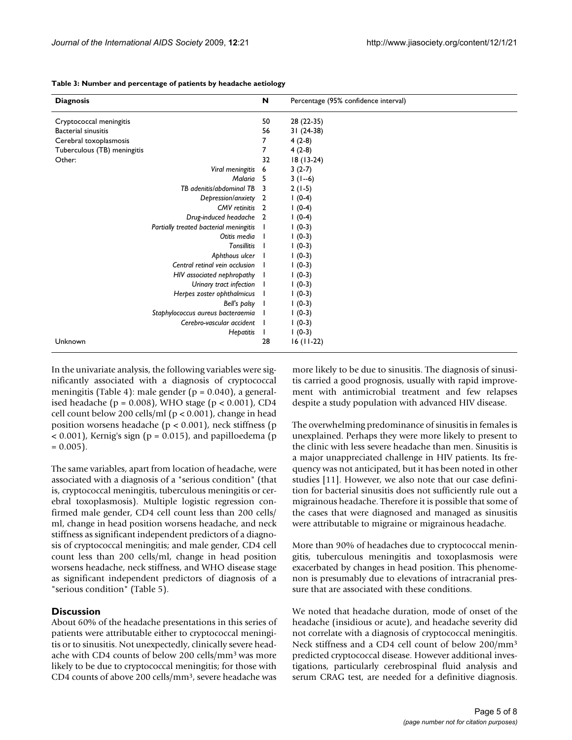**Table 3: Number and percentage of patients by headache aetiology**

| Diagnosis | N | Percentage (95% confidence interval) |
|---|---|---|
| Cryptococcal meningitis | 50 | 28 (22-35) |
| Bacterial sinusitis | 56 | 31 (24-38) |
| Cerebral toxoplasmosis | 7 | 4 (2-8) |
| Tuberculous (TB) meningitis | 7 | 4 (2-8) |
| Other: | 32 | 18 (13-24) |
| *Viral meningitis* | 6 | 3 (2-7) |
| *Malaria* | 5 | 3 (1--6) |
| *TB adenitis/abdominal TB* | 3 | 2 (1-5) |
| *Depression/anxiety* | 2 | 1 (0-4) |
| *CMV retinitis* | 2 | 1 (0-4) |
| *Drug-induced headache* | 2 | 1 (0-4) |
| *Partially treated bacterial meningitis* | 1 | 1 (0-3) |
| *Otitis media* | 1 | 1 (0-3) |
| *Tonsillitis* | 1 | 1 (0-3) |
| *Aphthous ulcer* | 1 | 1 (0-3) |
| *Central retinal vein occlusion* | 1 | 1 (0-3) |
| *HIV associated nephropathy* | 1 | 1 (0-3) |
| *Urinary tract infection* | 1 | 1 (0-3) |
| *Herpes zoster ophthalmicus* | 1 | 1 (0-3) |
| *Bell's palsy* | 1 | 1 (0-3) |
| *Staphylococcus aureus bacteraemia* | 1 | 1 (0-3) |
| *Cerebro-vascular accident* | 1 | 1 (0-3) |
| *Hepatitis* | 1 | 1 (0-3) |
| Unknown | 28 | 16 (11-22) |

In the univariate analysis, the following variables were significantly associated with a diagnosis of cryptococcal meningitis (Table 4): male gender ($p = 0.040$), a generalised headache ($p = 0.008$), WHO stage ($p < 0.001$), CD4 cell count below 200 cells/ml ($p < 0.001$), change in head position worsens headache ($p < 0.001$), neck stiffness ($p < 0.001$), Kernig's sign ($p = 0.015$), and papilloedema ($p = 0.005$).

The same variables, apart from location of headache, were associated with a diagnosis of a "serious condition" (that is, cryptococcal meningitis, tuberculous meningitis or cerebral toxoplasmosis). Multiple logistic regression confirmed male gender, CD4 cell count less than 200 cells/ml, change in head position worsens headache, and neck stiffness as significant independent predictors of a diagnosis of cryptococcal meningitis; and male gender, CD4 cell count less than 200 cells/ml, change in head position worsens headache, neck stiffness, and WHO disease stage as significant independent predictors of diagnosis of a "serious condition" (Table 5).

## Discussion

About 60% of the headache presentations in this series of patients were attributable either to cryptococcal meningitis or to sinusitis. Not unexpectedly, clinically severe headache with CD4 counts of below 200 cells/mm$^3$ was more likely to be due to cryptococcal meningitis; for those with CD4 counts of above 200 cells/mm$^3$, severe headache was more likely to be due to sinusitis. The diagnosis of sinusitis carried a good prognosis, usually with rapid improvement with antimicrobial treatment and few relapses despite a study population with advanced HIV disease.

The overwhelming predominance of sinusitis in females is unexplained. Perhaps they were more likely to present to the clinic with less severe headache than men. Sinusitis is a major unappreciated challenge in HIV patients. Its frequency was not anticipated, but it has been noted in other studies [11]. However, we also note that our case definition for bacterial sinusitis does not sufficiently rule out a migrainous headache. Therefore it is possible that some of the cases that were diagnosed and managed as sinusitis were attributable to migraine or migrainous headache.

More than 90% of headaches due to cryptococcal meningitis, tuberculous meningitis and toxoplasmosis were exacerbated by changes in head position. This phenomenon is presumably due to elevations of intracranial pressure that are associated with these conditions.

We noted that headache duration, mode of onset of the headache (insidious or acute), and headache severity did not correlate with a diagnosis of cryptococcal meningitis. Neck stiffness and a CD4 cell count of below 200/mm$^3$ predicted cryptococcal disease. However additional investigations, particularly cerebrospinal fluid analysis and serum CRAG test, are needed for a definitive diagnosis.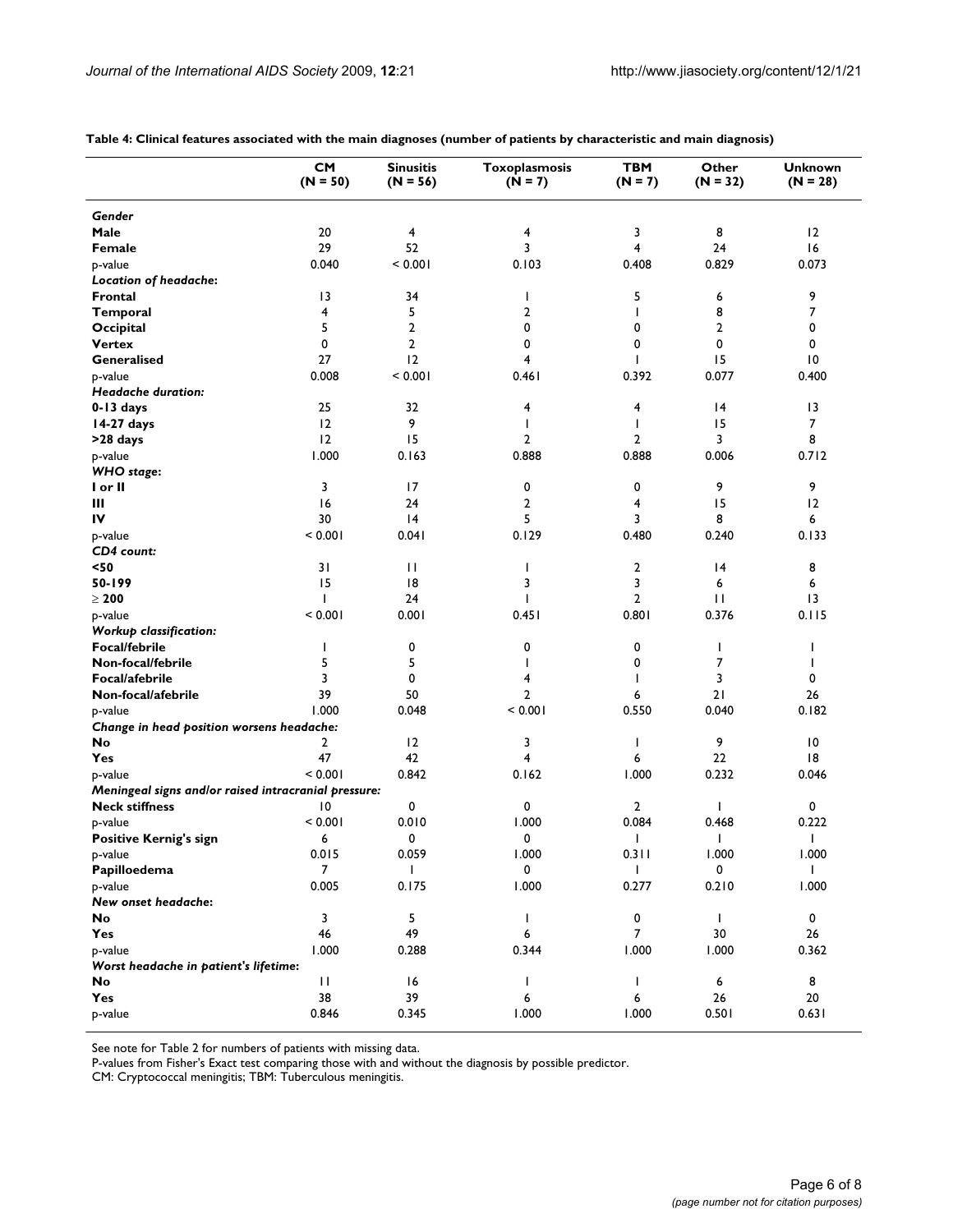**Table 4: Clinical features associated with the main diagnoses (number of patients by characteristic and main diagnosis)**

| | CM (N = 50) | Sinusitis (N = 56) | Toxoplasmosis (N = 7) | TBM (N = 7) | Other (N = 32) | Unknown (N = 28) |
|---|---|---|---|---|---|---|
| ***Gender*** | | | | | | |
| **Male** | 20 | 4 | 4 | 3 | 8 | 12 |
| **Female** | 29 | 52 | 3 | 4 | 24 | 16 |
| p-value | 0.040 | < 0.001 | 0.103 | 0.408 | 0.829 | 0.073 |
| ***Location of headache:*** | | | | | | |
| **Frontal** | 13 | 34 | 1 | 5 | 6 | 9 |
| **Temporal** | 4 | 5 | 2 | 1 | 8 | 7 |
| **Occipital** | 5 | 2 | 0 | 0 | 2 | 0 |
| **Vertex** | 0 | 2 | 0 | 0 | 0 | 0 |
| **Generalised** | 27 | 12 | 4 | 1 | 15 | 10 |
| p-value | 0.008 | < 0.001 | 0.461 | 0.392 | 0.077 | 0.400 |
| ***Headache duration:*** | | | | | | |
| **0-13 days** | 25 | 32 | 4 | 4 | 14 | 13 |
| **14-27 days** | 12 | 9 | 1 | 1 | 15 | 7 |
| **>28 days** | 12 | 15 | 2 | 2 | 3 | 8 |
| p-value | 1.000 | 0.163 | 0.888 | 0.888 | 0.006 | 0.712 |
| ***WHO stage:*** | | | | | | |
| **I or II** | 3 | 17 | 0 | 0 | 9 | 9 |
| **III** | 16 | 24 | 2 | 4 | 15 | 12 |
| **IV** | 30 | 14 | 5 | 3 | 8 | 6 |
| p-value | < 0.001 | 0.041 | 0.129 | 0.480 | 0.240 | 0.133 |
| ***CD4 count:*** | | | | | | |
| **<50** | 31 | 11 | 1 | 2 | 14 | 8 |
| **50-199** | 15 | 18 | 3 | 3 | 6 | 6 |
| **≥ 200** | 1 | 24 | 1 | 2 | 11 | 13 |
| p-value | < 0.001 | 0.001 | 0.451 | 0.801 | 0.376 | 0.115 |
| ***Workup classification:*** | | | | | | |
| **Focal/febrile** | 1 | 0 | 0 | 0 | 1 | 1 |
| **Non-focal/febrile** | 5 | 5 | 1 | 0 | 7 | 1 |
| **Focal/afebrile** | 3 | 0 | 4 | 1 | 3 | 0 |
| **Non-focal/afebrile** | 39 | 50 | 2 | 6 | 21 | 26 |
| p-value | 1.000 | 0.048 | < 0.001 | 0.550 | 0.040 | 0.182 |
| ***Change in head position worsens headache:*** | | | | | | |
| **No** | 2 | 12 | 3 | 1 | 9 | 10 |
| **Yes** | 47 | 42 | 4 | 6 | 22 | 18 |
| p-value | < 0.001 | 0.842 | 0.162 | 1.000 | 0.232 | 0.046 |
| ***Meningeal signs and/or raised intracranial pressure:*** | | | | | | |
| **Neck stiffness** | 10 | 0 | 0 | 2 | 1 | 0 |
| p-value | < 0.001 | 0.010 | 1.000 | 0.084 | 0.468 | 0.222 |
| **Positive Kernig's sign** | 6 | 0 | 0 | 1 | 1 | 1 |
| p-value | 0.015 | 0.059 | 1.000 | 0.311 | 1.000 | 1.000 |
| **Papilloedema** | 7 | 1 | 0 | 1 | 0 | 1 |
| p-value | 0.005 | 0.175 | 1.000 | 0.277 | 0.210 | 1.000 |
| ***New onset headache:*** | | | | | | |
| **No** | 3 | 5 | 1 | 0 | 1 | 0 |
| **Yes** | 46 | 49 | 6 | 7 | 30 | 26 |
| p-value | 1.000 | 0.288 | 0.344 | 1.000 | 1.000 | 0.362 |
| ***Worst headache in patient's lifetime:*** | | | | | | |
| **No** | 11 | 16 | 1 | 1 | 6 | 8 |
| **Yes** | 38 | 39 | 6 | 6 | 26 | 20 |
| p-value | 0.846 | 0.345 | 1.000 | 1.000 | 0.501 | 0.631 |

See note for Table 2 for numbers of patients with missing data.
P-values from Fisher's Exact test comparing those with and without the diagnosis by possible predictor.
CM: Cryptococcal meningitis; TBM: Tuberculous meningitis.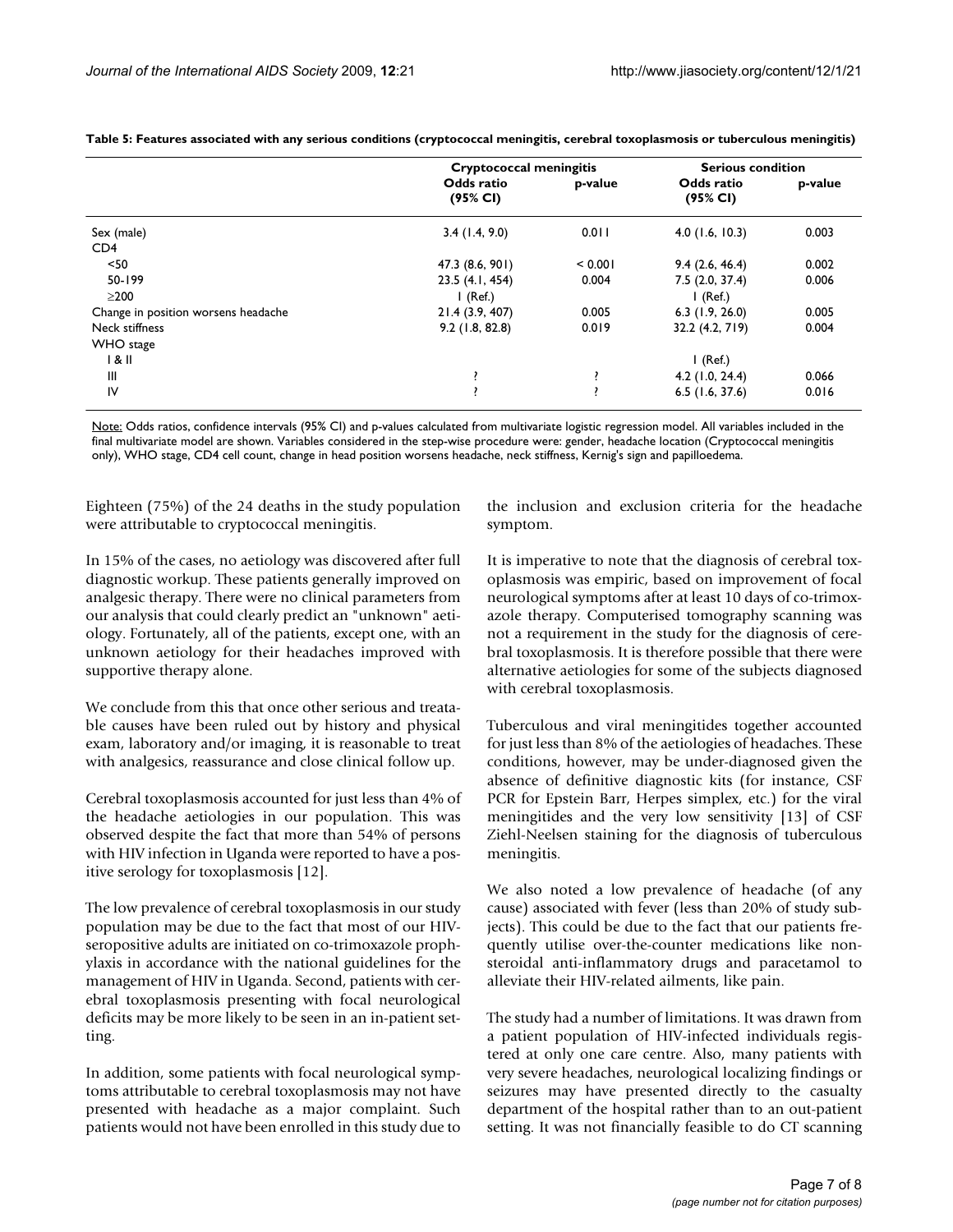**Table 5: Features associated with any serious conditions (cryptococcal meningitis, cerebral toxoplasmosis or tuberculous meningitis)**

| | Cryptococcal meningitis | | Serious condition | |
|---|---|---|---|---|
| | Odds ratio (95% CI) | p-value | Odds ratio (95% CI) | p-value |
| Sex (male) | 3.4 (1.4, 9.0) | 0.011 | 4.0 (1.6, 10.3) | 0.003 |
| CD4 | | | | |
| <50 | 47.3 (8.6, 901) | < 0.001 | 9.4 (2.6, 46.4) | 0.002 |
| 50-199 | 23.5 (4.1, 454) | 0.004 | 7.5 (2.0, 37.4) | 0.006 |
| ≥200 | 1 (Ref.) | | 1 (Ref.) | |
| Change in position worsens headache | 21.4 (3.9, 407) | 0.005 | 6.3 (1.9, 26.0) | 0.005 |
| Neck stiffness | 9.2 (1.8, 82.8) | 0.019 | 32.2 (4.2, 719) | 0.004 |
| WHO stage | | | | |
| I & II | | | 1 (Ref.) | |
| III | ? | ? | 4.2 (1.0, 24.4) | 0.066 |
| IV | ? | ? | 6.5 (1.6, 37.6) | 0.016 |

Note: Odds ratios, confidence intervals (95% CI) and p-values calculated from multivariate logistic regression model. All variables included in the final multivariate model are shown. Variables considered in the step-wise procedure were: gender, headache location (Cryptococcal meningitis only), WHO stage, CD4 cell count, change in head position worsens headache, neck stiffness, Kernig's sign and papilloedema.

Eighteen (75%) of the 24 deaths in the study population were attributable to cryptococcal meningitis.

In 15% of the cases, no aetiology was discovered after full diagnostic workup. These patients generally improved on analgesic therapy. There were no clinical parameters from our analysis that could clearly predict an "unknown" aetiology. Fortunately, all of the patients, except one, with an unknown aetiology for their headaches improved with supportive therapy alone.

We conclude from this that once other serious and treatable causes have been ruled out by history and physical exam, laboratory and/or imaging, it is reasonable to treat with analgesics, reassurance and close clinical follow up.

Cerebral toxoplasmosis accounted for just less than 4% of the headache aetiologies in our population. This was observed despite the fact that more than 54% of persons with HIV infection in Uganda were reported to have a positive serology for toxoplasmosis [12].

The low prevalence of cerebral toxoplasmosis in our study population may be due to the fact that most of our HIV-seropositive adults are initiated on co-trimoxazole prophylaxis in accordance with the national guidelines for the management of HIV in Uganda. Second, patients with cerebral toxoplasmosis presenting with focal neurological deficits may be more likely to be seen in an in-patient setting.

In addition, some patients with focal neurological symptoms attributable to cerebral toxoplasmosis may not have presented with headache as a major complaint. Such patients would not have been enrolled in this study due to the inclusion and exclusion criteria for the headache symptom.

It is imperative to note that the diagnosis of cerebral toxoplasmosis was empiric, based on improvement of focal neurological symptoms after at least 10 days of co-trimoxazole therapy. Computerised tomography scanning was not a requirement in the study for the diagnosis of cerebral toxoplasmosis. It is therefore possible that there were alternative aetiologies for some of the subjects diagnosed with cerebral toxoplasmosis.

Tuberculous and viral meningitides together accounted for just less than 8% of the aetiologies of headaches. These conditions, however, may be under-diagnosed given the absence of definitive diagnostic kits (for instance, CSF PCR for Epstein Barr, Herpes simplex, etc.) for the viral meningitides and the very low sensitivity [13] of CSF Ziehl-Neelsen staining for the diagnosis of tuberculous meningitis.

We also noted a low prevalence of headache (of any cause) associated with fever (less than 20% of study subjects). This could be due to the fact that our patients frequently utilise over-the-counter medications like non-steroidal anti-inflammatory drugs and paracetamol to alleviate their HIV-related ailments, like pain.

The study had a number of limitations. It was drawn from a patient population of HIV-infected individuals registered at only one care centre. Also, many patients with very severe headaches, neurological localizing findings or seizures may have presented directly to the casualty department of the hospital rather than to an out-patient setting. It was not financially feasible to do CT scanning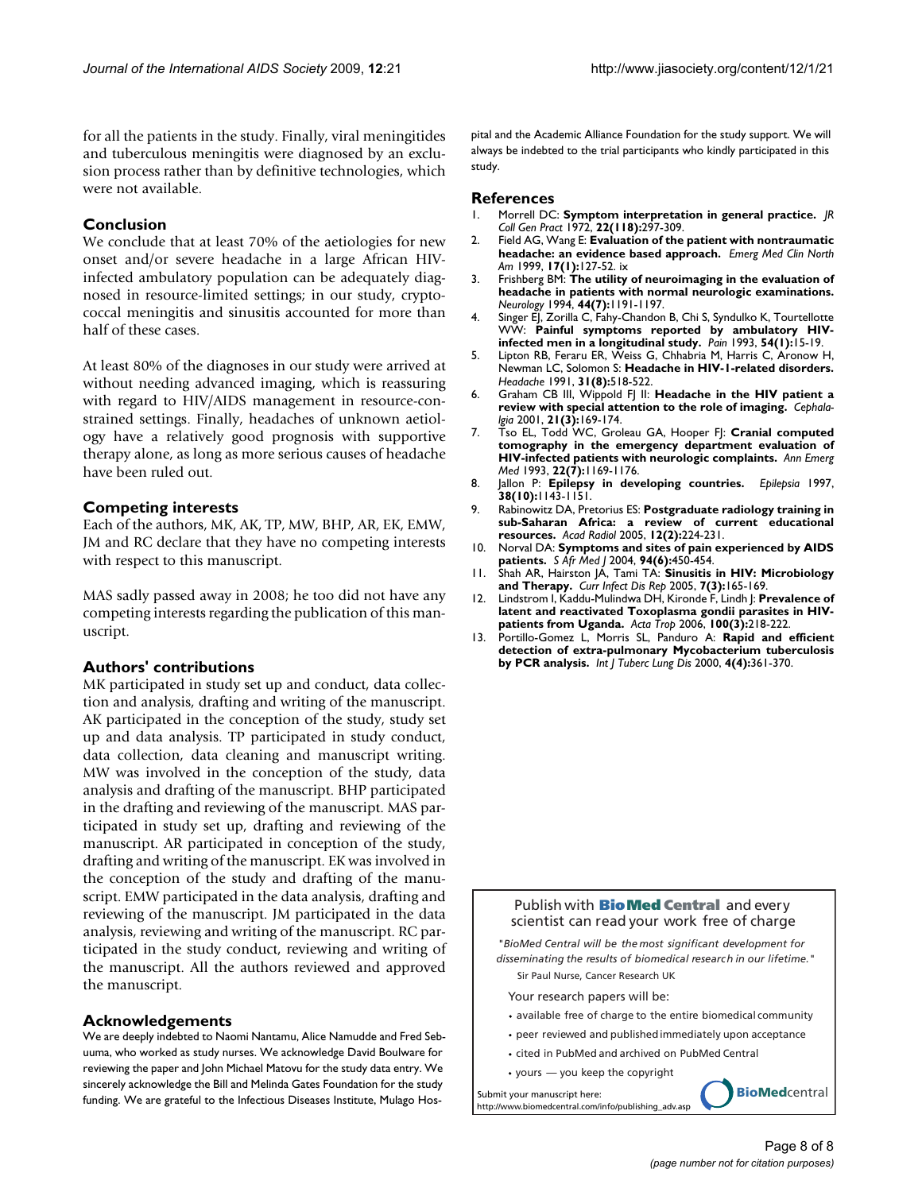for all the patients in the study. Finally, viral meningitides and tuberculous meningitis were diagnosed by an exclusion process rather than by definitive technologies, which were not available.

## Conclusion

We conclude that at least 70% of the aetiologies for new onset and/or severe headache in a large African HIV-infected ambulatory population can be adequately diagnosed in resource-limited settings; in our study, cryptococcal meningitis and sinusitis accounted for more than half of these cases.

At least 80% of the diagnoses in our study were arrived at without needing advanced imaging, which is reassuring with regard to HIV/AIDS management in resource-constrained settings. Finally, headaches of unknown aetiology have a relatively good prognosis with supportive therapy alone, as long as more serious causes of headache have been ruled out.

## Competing interests

Each of the authors, MK, AK, TP, MW, BHP, AR, EK, EMW, JM and RC declare that they have no competing interests with respect to this manuscript.

MAS sadly passed away in 2008; he too did not have any competing interests regarding the publication of this manuscript.

## Authors' contributions

MK participated in study set up and conduct, data collection and analysis, drafting and writing of the manuscript. AK participated in the conception of the study, study set up and data analysis. TP participated in study conduct, data collection, data cleaning and manuscript writing. MW was involved in the conception of the study, data analysis and drafting of the manuscript. BHP participated in the drafting and reviewing of the manuscript. MAS participated in study set up, drafting and reviewing of the manuscript. AR participated in conception of the study, drafting and writing of the manuscript. EK was involved in the conception of the study and drafting of the manuscript. EMW participated in the data analysis, drafting and reviewing of the manuscript. JM participated in the data analysis, reviewing and writing of the manuscript. RC participated in the study conduct, reviewing and writing of the manuscript. All the authors reviewed and approved the manuscript.

## Acknowledgements

We are deeply indebted to Naomi Nantamu, Alice Namudde and Fred Sebuuma, who worked as study nurses. We acknowledge David Boulware for reviewing the paper and John Michael Matovu for the study data entry. We sincerely acknowledge the Bill and Melinda Gates Foundation for the study funding. We are grateful to the Infectious Diseases Institute, Mulago Hospital and the Academic Alliance Foundation for the study support. We will always be indebted to the trial participants who kindly participated in this study.

## References

1. Morrell DC: **Symptom interpretation in general practice.** *J R Coll Gen Pract* 1972, **22(118):**297-309.
2. Field AG, Wang E: **Evaluation of the patient with nontraumatic headache: an evidence based approach.** *Emerg Med Clin North Am* 1999, **17(1):**127-52. ix
3. Frishberg BM: **The utility of neuroimaging in the evaluation of headache in patients with normal neurologic examinations.** *Neurology* 1994, **44(7):**1191-1197.
4. Singer EJ, Zorilla C, Fahy-Chandon B, Chi S, Syndulko K, Tourtellotte WW: **Painful symptoms reported by ambulatory HIV-infected men in a longitudinal study.** *Pain* 1993, **54(1):**15-19.
5. Lipton RB, Feraru ER, Weiss G, Chhabria M, Harris C, Aronow H, Newman LC, Solomon S: **Headache in HIV-1-related disorders.** *Headache* 1991, **31(8):**518-522.
6. Graham CB III, Wippold FJ II: **Headache in the HIV patient a review with special attention to the role of imaging.** *Cephalalgia* 2001, **21(3):**169-174.
7. Tso EL, Todd WC, Groleau GA, Hooper FJ: **Cranial computed tomography in the emergency department evaluation of HIV-infected patients with neurologic complaints.** *Ann Emerg Med* 1993, **22(7):**1169-1176.
8. Jallon P: **Epilepsy in developing countries.** *Epilepsia* 1997, **38(10):**1143-1151.
9. Rabinowitz DA, Pretorius ES: **Postgraduate radiology training in sub-Saharan Africa: a review of current educational resources.** *Acad Radiol* 2005, **12(2):**224-231.
10. Norval DA: **Symptoms and sites of pain experienced by AIDS patients.** *S Afr Med J* 2004, **94(6):**450-454.
11. Shah AR, Hairston JA, Tami TA: **Sinusitis in HIV: Microbiology and Therapy.** *Curr Infect Dis Rep* 2005, **7(3):**165-169.
12. Lindstrom I, Kaddu-Mulindwa DH, Kironde F, Lindh J: **Prevalence of latent and reactivated Toxoplasma gondii parasites in HIV-patients from Uganda.** *Acta Trop* 2006, **100(3):**218-222.
13. Portillo-Gomez L, Morris SL, Panduro A: **Rapid and efficient detection of extra-pulmonary Mycobacterium tuberculosis by PCR analysis.** *Int J Tuberc Lung Dis* 2000, **4(4):**361-370.

Publish with **BioMed Central** and every scientist can read your work free of charge

*"BioMed Central will be the most significant development for disseminating the results of biomedical research in our lifetime."*
Sir Paul Nurse, Cancer Research UK

Your research papers will be:

- available free of charge to the entire biomedical community
- peer reviewed and published immediately upon acceptance
- cited in PubMed and archived on PubMed Central
- yours — you keep the copyright

Submit your manuscript here:
http://www.biomedcentral.com/info/publishing_adv.asp

BioMedcentral